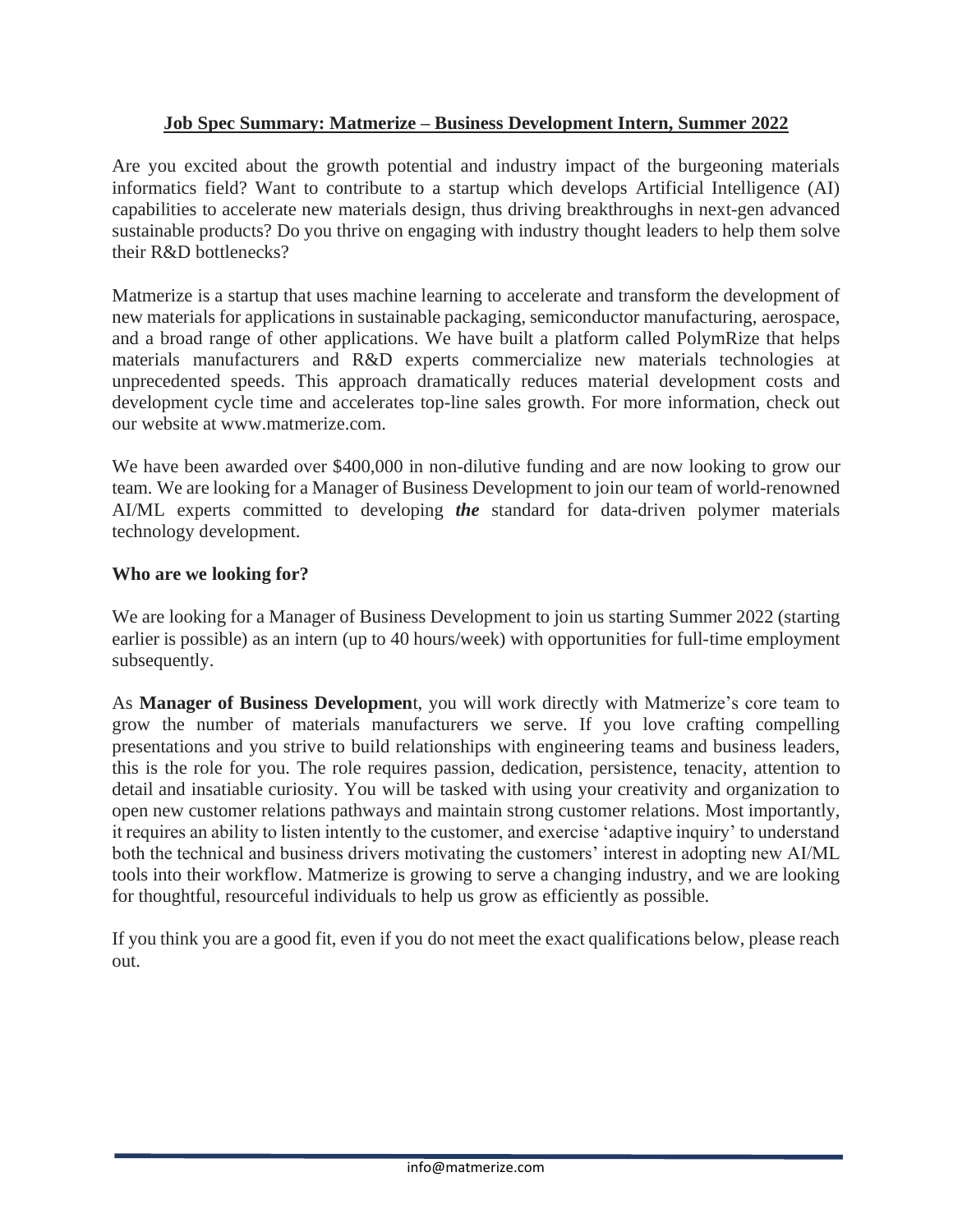**Job Spec Summary: Matmerize – Business Development Intern, Summer 2022**

Are you excited about the growth potential and industry impact of the burgeoning materials informatics field? Want to contribute to a startup which develops Artificial Intelligence (AI) capabilities to accelerate new materials design, thus driving breakthroughs in next-gen advanced sustainable products? Do you thrive on engaging with industry thought leaders to help them solve their R&D bottlenecks?

Matmerize is a startup that uses machine learning to accelerate and transform the development of new materials for applications in sustainable packaging, semiconductor manufacturing, aerospace, and a broad range of other applications. We have built a platform called PolymRize that helps materials manufacturers and R&D experts commercialize new materials technologies at unprecedented speeds. This approach dramatically reduces material development costs and development cycle time and accelerates top-line sales growth. For more information, check out our website at www.matmerize.com.

We have been awarded over $400,000 in non-dilutive funding and are now looking to grow our team. We are looking for a Manager of Business Development to join our team of world-renowned AI/ML experts committed to developing ***the*** standard for data-driven polymer materials technology development.

**Who are we looking for?**

We are looking for a Manager of Business Development to join us starting Summer 2022 (starting earlier is possible) as an intern (up to 40 hours/week) with opportunities for full-time employment subsequently.

As **Manager of Business Developmen**t, you will work directly with Matmerize's core team to grow the number of materials manufacturers we serve. If you love crafting compelling presentations and you strive to build relationships with engineering teams and business leaders, this is the role for you. The role requires passion, dedication, persistence, tenacity, attention to detail and insatiable curiosity. You will be tasked with using your creativity and organization to open new customer relations pathways and maintain strong customer relations. Most importantly, it requires an ability to listen intently to the customer, and exercise 'adaptive inquiry' to understand both the technical and business drivers motivating the customers' interest in adopting new AI/ML tools into their workflow. Matmerize is growing to serve a changing industry, and we are looking for thoughtful, resourceful individuals to help us grow as efficiently as possible.

If you think you are a good fit, even if you do not meet the exact qualifications below, please reach out.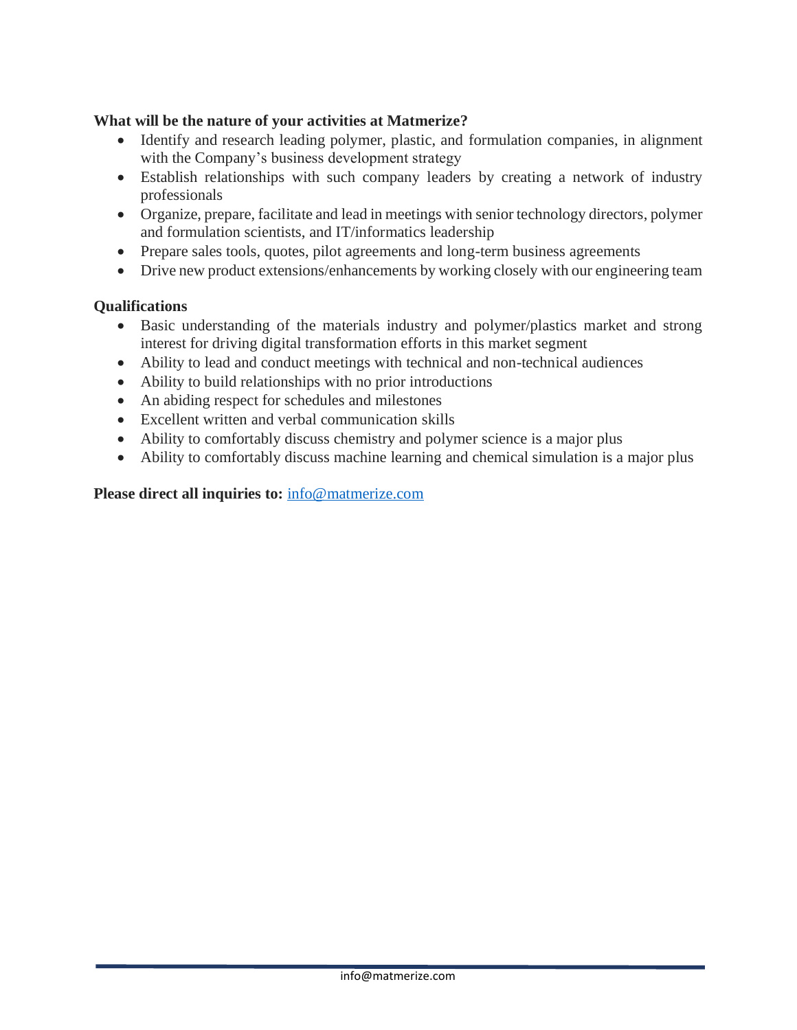**What will be the nature of your activities at Matmerize?**

- Identify and research leading polymer, plastic, and formulation companies, in alignment with the Company's business development strategy
- Establish relationships with such company leaders by creating a network of industry professionals
- Organize, prepare, facilitate and lead in meetings with senior technology directors, polymer and formulation scientists, and IT/informatics leadership
- Prepare sales tools, quotes, pilot agreements and long-term business agreements
- Drive new product extensions/enhancements by working closely with our engineering team

**Qualifications**

- Basic understanding of the materials industry and polymer/plastics market and strong interest for driving digital transformation efforts in this market segment
- Ability to lead and conduct meetings with technical and non-technical audiences
- Ability to build relationships with no prior introductions
- An abiding respect for schedules and milestones
- Excellent written and verbal communication skills
- Ability to comfortably discuss chemistry and polymer science is a major plus
- Ability to comfortably discuss machine learning and chemical simulation is a major plus

**Please direct all inquiries to:** info@matmerize.com